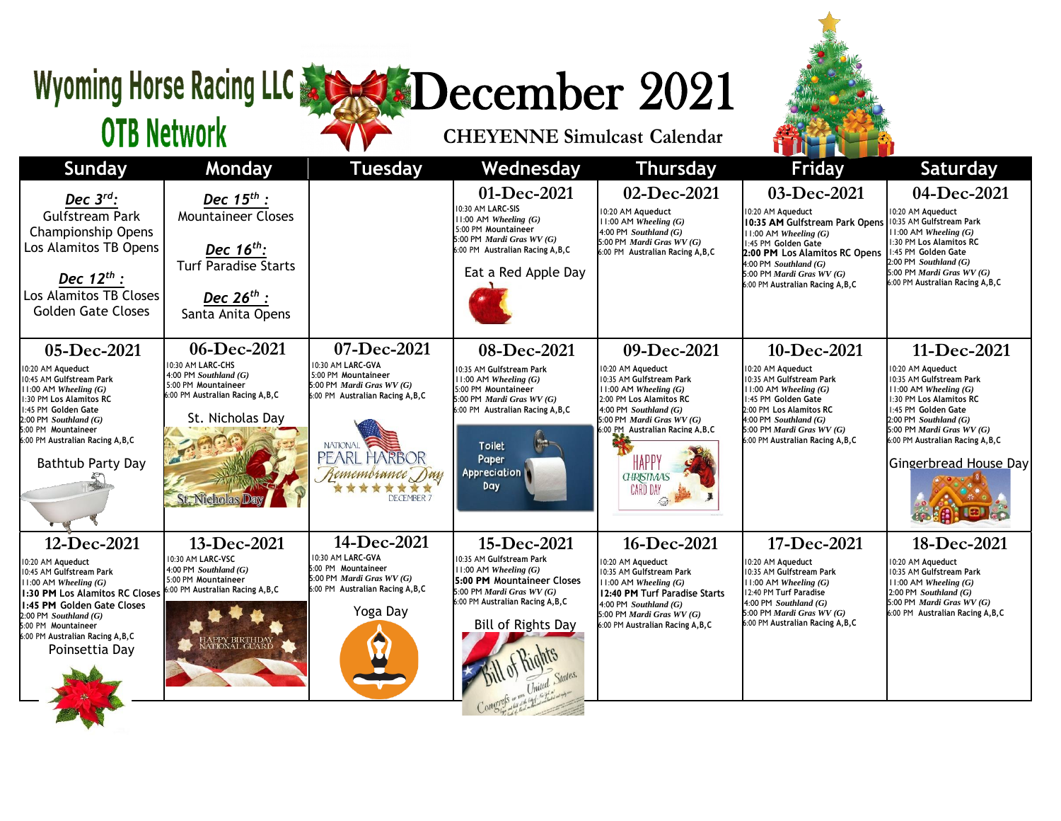# Wyoming Horse Racing LLC OTB Network

# December 2021

## CHEYENNE Simulcast Calendar

| Sunday | Monday | Tuesday | Wednesday | Thursday | Friday | Saturday |
|---|---|---|---|---|---|---|
| ***Dec 3rd:*** Gulfstream Park Championship Opens Los Alamitos TB Opens<br><br>***Dec 12th :*** Los Alamitos TB Closes Golden Gate Closes | ***Dec 15th :*** Mountaineer Closes<br><br>***Dec 16th:*** Turf Paradise Starts<br><br>***Dec 26th :*** Santa Anita Opens | | **01-Dec-2021**<br>10:30 AM LARC-SIS<br>11:00 AM *Wheeling (G)*<br>5:00 PM Mountaineer<br>5:00 PM *Mardi Gras WV (G)*<br>6:00 PM Australian Racing A,B,C<br><br>Eat a Red Apple Day | **02-Dec-2021**<br>10:20 AM Aqueduct<br>11:00 AM *Wheeling (G)*<br>4:00 PM *Southland (G)*<br>5:00 PM *Mardi Gras WV (G)*<br>6:00 PM Australian Racing A,B,C | **03-Dec-2021**<br>10:20 AM Aqueduct<br>**10:35 AM** Gulfstream Park Opens<br>11:00 AM *Wheeling (G)*<br>1:45 PM Golden Gate<br>**2:00 PM** Los Alamitos RC Opens<br>4:00 PM *Southland (G)*<br>5:00 PM *Mardi Gras WV (G)*<br>6:00 PM Australian Racing A,B,C | **04-Dec-2021**<br>10:20 AM Aqueduct<br>10:35 AM Gulfstream Park<br>11:00 AM *Wheeling (G)*<br>1:30 PM Los Alamitos RC<br>1:45 PM Golden Gate<br>2:00 PM *Southland (G)*<br>5:00 PM *Mardi Gras WV (G)*<br>6:00 PM Australian Racing A,B,C |
| **05-Dec-2021**<br>10:20 AM Aqueduct<br>10:45 AM Gulfstream Park<br>11:00 AM *Wheeling (G)*<br>1:30 PM Los Alamitos RC<br>1:45 PM Golden Gate<br>2:00 PM *Southland (G)*<br>5:00 PM Mountaineer<br>6:00 PM Australian Racing A,B,C<br><br>Bathtub Party Day | **06-Dec-2021**<br>10:30 AM LARC-CHS<br>4:00 PM *Southland (G)*<br>5:00 PM Mountaineer<br>6:00 PM Australian Racing A,B,C<br><br>St. Nicholas Day | **07-Dec-2021**<br>10:30 AM LARC-GVA<br>5:00 PM Mountaineer<br>5:00 PM *Mardi Gras WV (G)*<br>6:00 PM Australian Racing A,B,C<br><br>National Pearl Harbor Remembrance Day December 7 | **08-Dec-2021**<br>10:35 AM Gulfstream Park<br>11:00 AM *Wheeling (G)*<br>5:00 PM Mountaineer<br>5:00 PM *Mardi Gras WV (G)*<br>6:00 PM Australian Racing A,B,C<br><br>Toilet Paper Appreciation Day | **09-Dec-2021**<br>10:20 AM Aqueduct<br>10:35 AM Gulfstream Park<br>11:00 AM *Wheeling (G)*<br>2:00 PM Los Alamitos RC<br>4:00 PM *Southland (G)*<br>5:00 PM *Mardi Gras WV (G)*<br>6:00 PM Australian Racing A,B,C<br><br>Happy Christmas Card Day | **10-Dec-2021**<br>10:20 AM Aqueduct<br>10:35 AM Gulfstream Park<br>11:00 AM *Wheeling (G)*<br>1:45 PM Golden Gate<br>2:00 PM Los Alamitos RC<br>4:00 PM *Southland (G)*<br>5:00 PM *Mardi Gras WV (G)*<br>6:00 PM Australian Racing A,B,C | **11-Dec-2021**<br>10:20 AM Aqueduct<br>10:35 AM Gulfstream Park<br>11:00 AM *Wheeling (G)*<br>1:30 PM Los Alamitos RC<br>1:45 PM Golden Gate<br>2:00 PM *Southland (G)*<br>5:00 PM *Mardi Gras WV (G)*<br>6:00 PM Australian Racing A,B,C<br><br>Gingerbread House Day |
| **12-Dec-2021**<br>10:20 AM Aqueduct<br>10:45 AM Gulfstream Park<br>11:00 AM *Wheeling (G)*<br>**1:30 PM** Los Alamitos RC Closes<br>**1:45 PM** Golden Gate Closes<br>2:00 PM *Southland (G)*<br>5:00 PM Mountaineer<br>6:00 PM Australian Racing A,B,C<br><br>Poinsettia Day | **13-Dec-2021**<br>10:30 AM LARC-VSC<br>4:00 PM *Southland (G)*<br>5:00 PM Mountaineer<br>6:00 PM Australian Racing A,B,C<br><br>Happy Birthday National Guard | **14-Dec-2021**<br>10:30 AM LARC-GVA<br>5:00 PM Mountaineer<br>5:00 PM *Mardi Gras WV (G)*<br>6:00 PM Australian Racing A,B,C<br><br>Yoga Day | **15-Dec-2021**<br>10:35 AM Gulfstream Park<br>11:00 AM *Wheeling (G)*<br>**5:00 PM** Mountaineer Closes<br>5:00 PM *Mardi Gras WV (G)*<br>6:00 PM Australian Racing A,B,C<br><br>Bill of Rights Day | **16-Dec-2021**<br>10:20 AM Aqueduct<br>10:35 AM Gulfstream Park<br>11:00 AM *Wheeling (G)*<br>**12:40 PM** Turf Paradise Starts<br>4:00 PM *Southland (G)*<br>5:00 PM *Mardi Gras WV (G)*<br>6:00 PM Australian Racing A,B,C | **17-Dec-2021**<br>10:20 AM Aqueduct<br>10:35 AM Gulfstream Park<br>11:00 AM *Wheeling (G)*<br>12:40 PM Turf Paradise<br>4:00 PM *Southland (G)*<br>5:00 PM *Mardi Gras WV (G)*<br>6:00 PM Australian Racing A,B,C | **18-Dec-2021**<br>10:20 AM Aqueduct<br>10:35 AM Gulfstream Park<br>11:00 AM *Wheeling (G)*<br>2:00 PM *Southland (G)*<br>5:00 PM *Mardi Gras WV (G)*<br>6:00 PM Australian Racing A,B,C |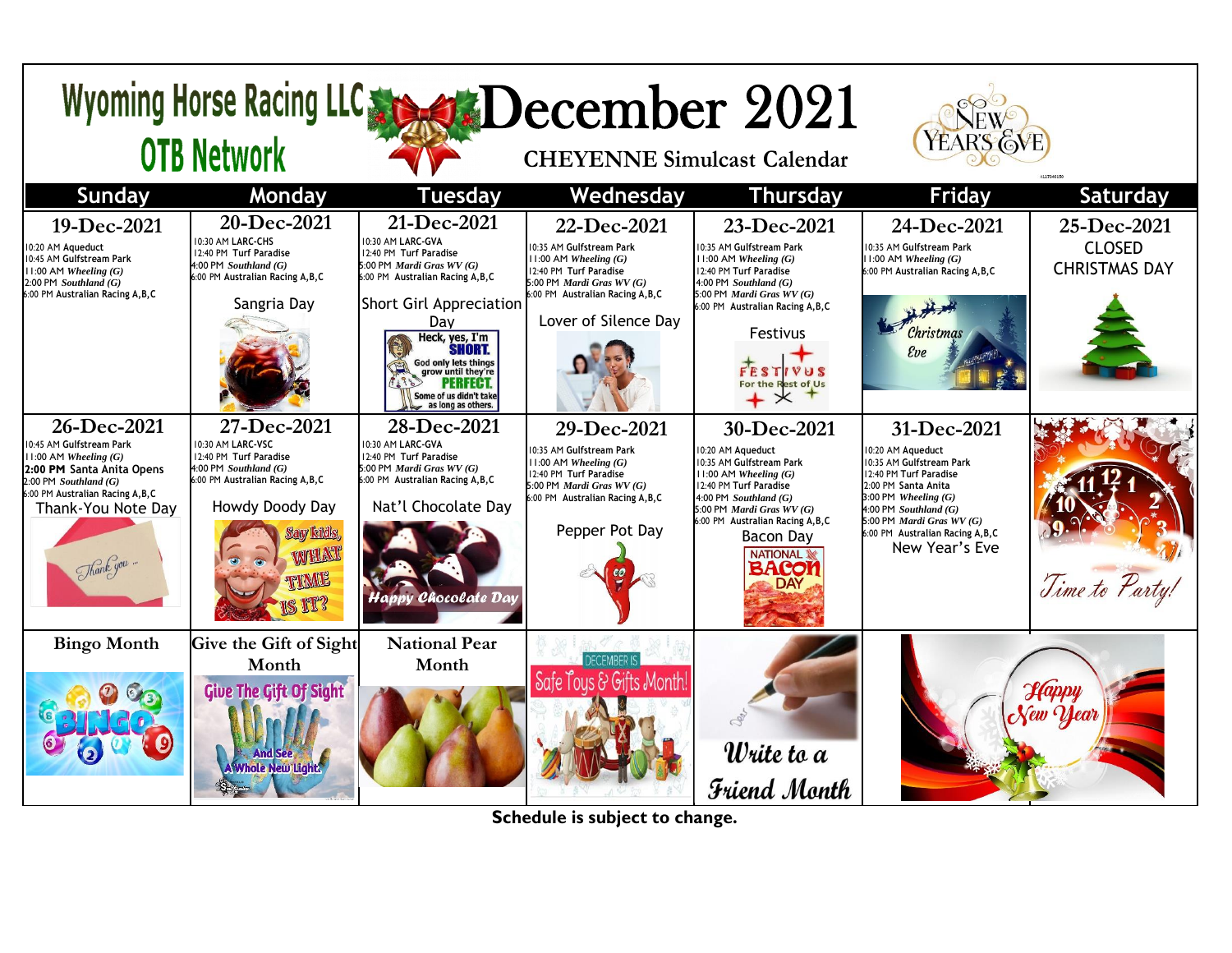# Wyoming Horse Racing LLC OTB Network

# December 2021

## CHEYENNE Simulcast Calendar

NEW YEAR'S EVE

| Sunday | Monday | Tuesday | Wednesday | Thursday | Friday | Saturday |
|---|---|---|---|---|---|---|
| **19-Dec-2021**<br>10:20 AM Aqueduct<br>10:45 AM Gulfstream Park<br>11:00 AM *Wheeling (G)*<br>2:00 PM *Southland (G)*<br>6:00 PM Australian Racing A,B,C | **20-Dec-2021**<br>10:30 AM LARC-CHS<br>12:40 PM Turf Paradise<br>4:00 PM *Southland (G)*<br>6:00 PM Australian Racing A,B,C<br>Sangria Day | **21-Dec-2021**<br>10:30 AM LARC-GVA<br>12:40 PM Turf Paradise<br>5:00 PM *Mardi Gras WV (G)*<br>6:00 PM Australian Racing A,B,C<br>Short Girl Appreciation Day | **22-Dec-2021**<br>10:35 AM Gulfstream Park<br>11:00 AM *Wheeling (G)*<br>12:40 PM Turf Paradise<br>5:00 PM *Mardi Gras WV (G)*<br>6:00 PM Australian Racing A,B,C<br>Lover of Silence Day | **23-Dec-2021**<br>10:35 AM Gulfstream Park<br>11:00 AM *Wheeling (G)*<br>12:40 PM Turf Paradise<br>4:00 PM *Southland (G)*<br>5:00 PM *Mardi Gras WV (G)*<br>6:00 PM Australian Racing A,B,C<br>Festivus | **24-Dec-2021**<br>10:35 AM Gulfstream Park<br>11:00 AM *Wheeling (G)*<br>6:00 PM Australian Racing A,B,C<br>Christmas Eve | **25-Dec-2021**<br>CLOSED<br>CHRISTMAS DAY |
| **26-Dec-2021**<br>10:45 AM Gulfstream Park<br>11:00 AM *Wheeling (G)*<br>**2:00 PM** Santa Anita Opens<br>2:00 PM *Southland (G)*<br>6:00 PM Australian Racing A,B,C<br>Thank-You Note Day | **27-Dec-2021**<br>10:30 AM LARC-VSC<br>12:40 PM Turf Paradise<br>4:00 PM *Southland (G)*<br>6:00 PM Australian Racing A,B,C<br>Howdy Doody Day | **28-Dec-2021**<br>10:30 AM LARC-GVA<br>12:40 PM Turf Paradise<br>5:00 PM *Mardi Gras WV (G)*<br>6:00 PM Australian Racing A,B,C<br>Nat'l Chocolate Day | **29-Dec-2021**<br>10:35 AM Gulfstream Park<br>11:00 AM *Wheeling (G)*<br>12:40 PM Turf Paradise<br>5:00 PM *Mardi Gras WV (G)*<br>6:00 PM Australian Racing A,B,C<br>Pepper Pot Day | **30-Dec-2021**<br>10:20 AM Aqueduct<br>10:35 AM Gulfstream Park<br>11:00 AM *Wheeling (G)*<br>12:40 PM Turf Paradise<br>4:00 PM *Southland (G)*<br>5:00 PM *Mardi Gras WV (G)*<br>6:00 PM Australian Racing A,B,C<br>Bacon Day | **31-Dec-2021**<br>10:20 AM Aqueduct<br>10:35 AM Gulfstream Park<br>12:40 PM Turf Paradise<br>2:00 PM Santa Anita<br>3:00 PM *Wheeling (G)*<br>4:00 PM *Southland (G)*<br>5:00 PM *Mardi Gras WV (G)*<br>6:00 PM Australian Racing A,B,C<br>New Year's Eve | Time to Party! |
| **Bingo Month** | **Give the Gift of Sight Month** | **National Pear Month** | December is Safe Toys & Gifts Month! | Write to a Friend Month | Happy New Year | |

**Schedule is subject to change.**